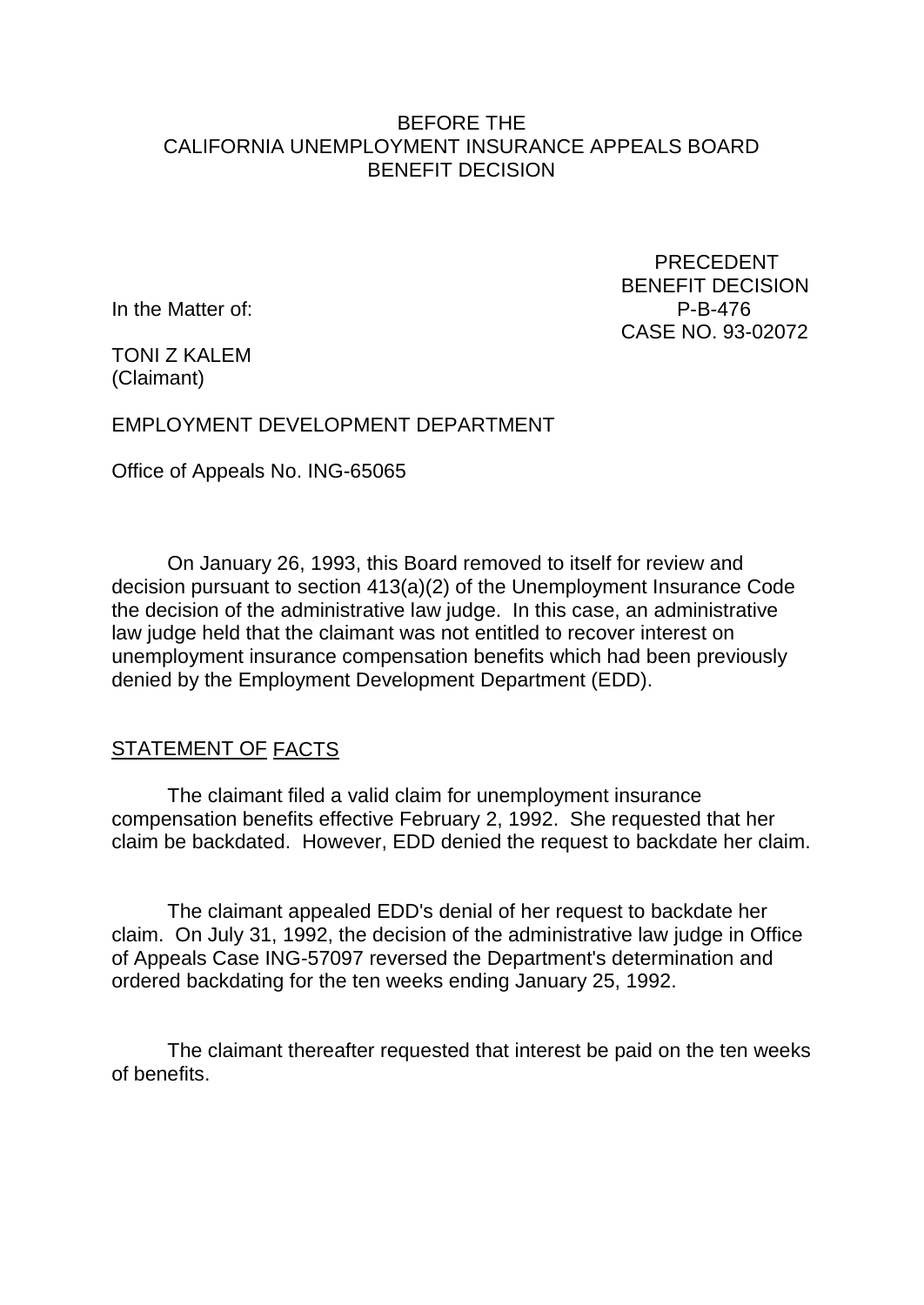BEFORE THE
CALIFORNIA UNEMPLOYMENT INSURANCE APPEALS BOARD
BENEFIT DECISION

PRECEDENT
BENEFIT DECISION
P-B-476
CASE NO. 93-02072

In the Matter of:

TONI Z KALEM
(Claimant)

EMPLOYMENT DEVELOPMENT DEPARTMENT

Office of Appeals No. ING-65065

On January 26, 1993, this Board removed to itself for review and decision pursuant to section 413(a)(2) of the Unemployment Insurance Code the decision of the administrative law judge. In this case, an administrative law judge held that the claimant was not entitled to recover interest on unemployment insurance compensation benefits which had been previously denied by the Employment Development Department (EDD).

## STATEMENT OF FACTS

The claimant filed a valid claim for unemployment insurance compensation benefits effective February 2, 1992. She requested that her claim be backdated. However, EDD denied the request to backdate her claim.

The claimant appealed EDD's denial of her request to backdate her claim. On July 31, 1992, the decision of the administrative law judge in Office of Appeals Case ING-57097 reversed the Department's determination and ordered backdating for the ten weeks ending January 25, 1992.

The claimant thereafter requested that interest be paid on the ten weeks of benefits.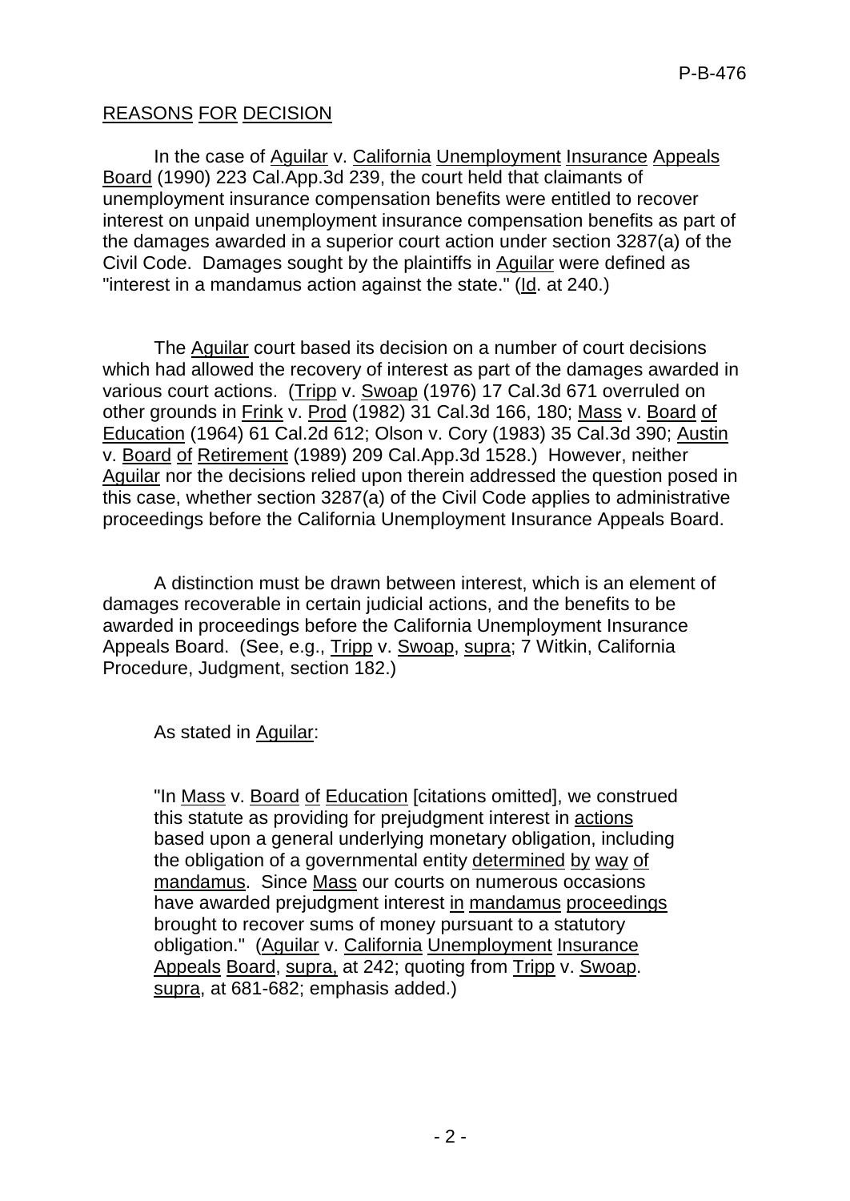## REASONS FOR DECISION

In the case of Aguilar v. California Unemployment Insurance Appeals Board (1990) 223 Cal.App.3d 239, the court held that claimants of unemployment insurance compensation benefits were entitled to recover interest on unpaid unemployment insurance compensation benefits as part of the damages awarded in a superior court action under section 3287(a) of the Civil Code. Damages sought by the plaintiffs in Aguilar were defined as "interest in a mandamus action against the state." (Id. at 240.)

The Aguilar court based its decision on a number of court decisions which had allowed the recovery of interest as part of the damages awarded in various court actions. (Tripp v. Swoap (1976) 17 Cal.3d 671 overruled on other grounds in Frink v. Prod (1982) 31 Cal.3d 166, 180; Mass v. Board of Education (1964) 61 Cal.2d 612; Olson v. Cory (1983) 35 Cal.3d 390; Austin v. Board of Retirement (1989) 209 Cal.App.3d 1528.) However, neither Aguilar nor the decisions relied upon therein addressed the question posed in this case, whether section 3287(a) of the Civil Code applies to administrative proceedings before the California Unemployment Insurance Appeals Board.

A distinction must be drawn between interest, which is an element of damages recoverable in certain judicial actions, and the benefits to be awarded in proceedings before the California Unemployment Insurance Appeals Board. (See, e.g., Tripp v. Swoap, supra; 7 Witkin, California Procedure, Judgment, section 182.)

As stated in Aguilar:

> "In Mass v. Board of Education [citations omitted], we construed this statute as providing for prejudgment interest in actions based upon a general underlying monetary obligation, including the obligation of a governmental entity determined by way of mandamus. Since Mass our courts on numerous occasions have awarded prejudgment interest in mandamus proceedings brought to recover sums of money pursuant to a statutory obligation." (Aguilar v. California Unemployment Insurance Appeals Board, supra, at 242; quoting from Tripp v. Swoap. supra, at 681-682; emphasis added.)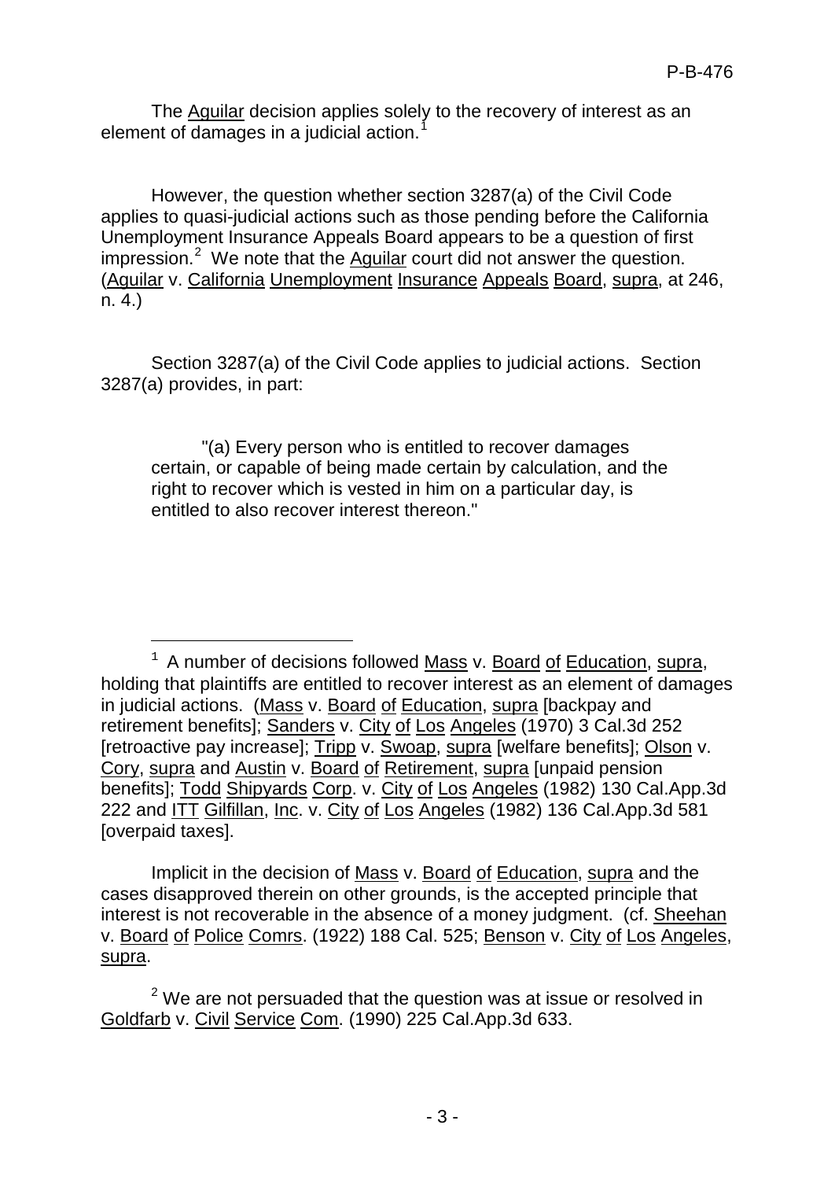The Aguilar decision applies solely to the recovery of interest as an element of damages in a judicial action.[1]

However, the question whether section 3287(a) of the Civil Code applies to quasi-judicial actions such as those pending before the California Unemployment Insurance Appeals Board appears to be a question of first impression.[2] We note that the Aguilar court did not answer the question. (Aguilar v. California Unemployment Insurance Appeals Board, supra, at 246, n. 4.)

Section 3287(a) of the Civil Code applies to judicial actions. Section 3287(a) provides, in part:

> "(a) Every person who is entitled to recover damages certain, or capable of being made certain by calculation, and the right to recover which is vested in him on a particular day, is entitled to also recover interest thereon."

---

[1] A number of decisions followed Mass v. Board of Education, supra, holding that plaintiffs are entitled to recover interest as an element of damages in judicial actions. (Mass v. Board of Education, supra [backpay and retirement benefits]; Sanders v. City of Los Angeles (1970) 3 Cal.3d 252 [retroactive pay increase]; Tripp v. Swoap, supra [welfare benefits]; Olson v. Cory, supra and Austin v. Board of Retirement, supra [unpaid pension benefits]; Todd Shipyards Corp. v. City of Los Angeles (1982) 130 Cal.App.3d 222 and ITT Gilfillan, Inc. v. City of Los Angeles (1982) 136 Cal.App.3d 581 [overpaid taxes].

Implicit in the decision of Mass v. Board of Education, supra and the cases disapproved therein on other grounds, is the accepted principle that interest is not recoverable in the absence of a money judgment. (cf. Sheehan v. Board of Police Comrs. (1922) 188 Cal. 525; Benson v. City of Los Angeles, supra.

[2] We are not persuaded that the question was at issue or resolved in Goldfarb v. Civil Service Com. (1990) 225 Cal.App.3d 633.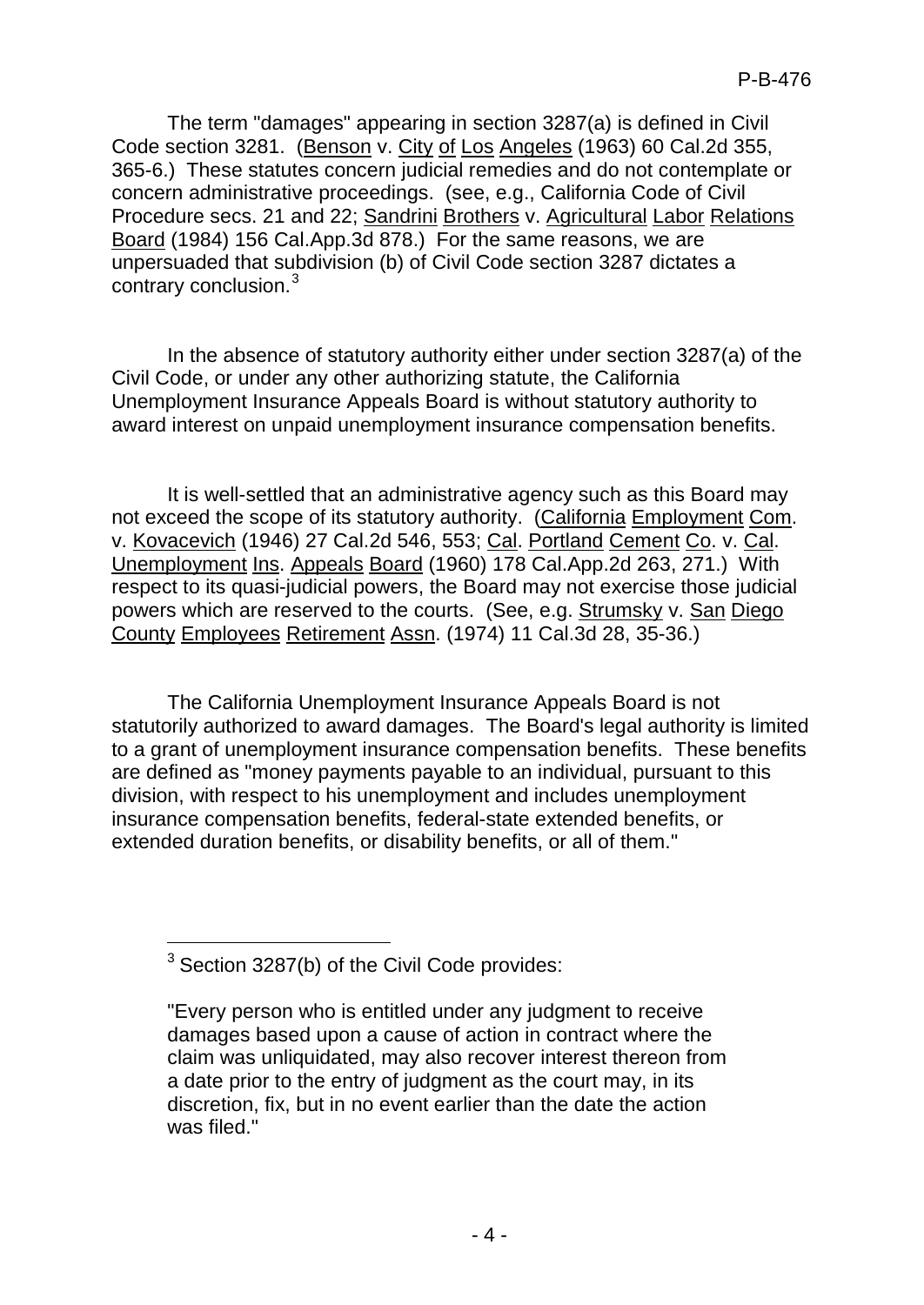The term "damages" appearing in section 3287(a) is defined in Civil Code section 3281. (Benson v. City of Los Angeles (1963) 60 Cal.2d 355, 365-6.) These statutes concern judicial remedies and do not contemplate or concern administrative proceedings. (see, e.g., California Code of Civil Procedure secs. 21 and 22; Sandrini Brothers v. Agricultural Labor Relations Board (1984) 156 Cal.App.3d 878.) For the same reasons, we are unpersuaded that subdivision (b) of Civil Code section 3287 dictates a contrary conclusion.[3]

In the absence of statutory authority either under section 3287(a) of the Civil Code, or under any other authorizing statute, the California Unemployment Insurance Appeals Board is without statutory authority to award interest on unpaid unemployment insurance compensation benefits.

It is well-settled that an administrative agency such as this Board may not exceed the scope of its statutory authority. (California Employment Com. v. Kovacevich (1946) 27 Cal.2d 546, 553; Cal. Portland Cement Co. v. Cal. Unemployment Ins. Appeals Board (1960) 178 Cal.App.2d 263, 271.) With respect to its quasi-judicial powers, the Board may not exercise those judicial powers which are reserved to the courts. (See, e.g. Strumsky v. San Diego County Employees Retirement Assn. (1974) 11 Cal.3d 28, 35-36.)

The California Unemployment Insurance Appeals Board is not statutorily authorized to award damages. The Board's legal authority is limited to a grant of unemployment insurance compensation benefits. These benefits are defined as "money payments payable to an individual, pursuant to this division, with respect to his unemployment and includes unemployment insurance compensation benefits, federal-state extended benefits, or extended duration benefits, or disability benefits, or all of them."

---

[3] Section 3287(b) of the Civil Code provides:

"Every person who is entitled under any judgment to receive damages based upon a cause of action in contract where the claim was unliquidated, may also recover interest thereon from a date prior to the entry of judgment as the court may, in its discretion, fix, but in no event earlier than the date the action was filed."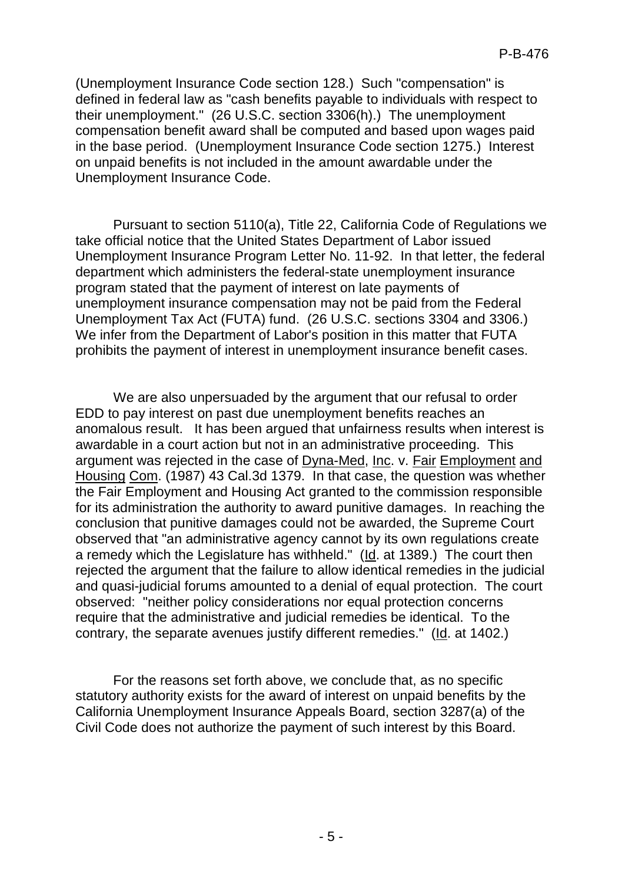(Unemployment Insurance Code section 128.) Such "compensation" is defined in federal law as "cash benefits payable to individuals with respect to their unemployment." (26 U.S.C. section 3306(h).) The unemployment compensation benefit award shall be computed and based upon wages paid in the base period. (Unemployment Insurance Code section 1275.) Interest on unpaid benefits is not included in the amount awardable under the Unemployment Insurance Code.

Pursuant to section 5110(a), Title 22, California Code of Regulations we take official notice that the United States Department of Labor issued Unemployment Insurance Program Letter No. 11-92. In that letter, the federal department which administers the federal-state unemployment insurance program stated that the payment of interest on late payments of unemployment insurance compensation may not be paid from the Federal Unemployment Tax Act (FUTA) fund. (26 U.S.C. sections 3304 and 3306.) We infer from the Department of Labor's position in this matter that FUTA prohibits the payment of interest in unemployment insurance benefit cases.

We are also unpersuaded by the argument that our refusal to order EDD to pay interest on past due unemployment benefits reaches an anomalous result. It has been argued that unfairness results when interest is awardable in a court action but not in an administrative proceeding. This argument was rejected in the case of Dyna-Med, Inc. v. Fair Employment and Housing Com. (1987) 43 Cal.3d 1379. In that case, the question was whether the Fair Employment and Housing Act granted to the commission responsible for its administration the authority to award punitive damages. In reaching the conclusion that punitive damages could not be awarded, the Supreme Court observed that "an administrative agency cannot by its own regulations create a remedy which the Legislature has withheld." (Id. at 1389.) The court then rejected the argument that the failure to allow identical remedies in the judicial and quasi-judicial forums amounted to a denial of equal protection. The court observed: "neither policy considerations nor equal protection concerns require that the administrative and judicial remedies be identical. To the contrary, the separate avenues justify different remedies." (Id. at 1402.)

For the reasons set forth above, we conclude that, as no specific statutory authority exists for the award of interest on unpaid benefits by the California Unemployment Insurance Appeals Board, section 3287(a) of the Civil Code does not authorize the payment of such interest by this Board.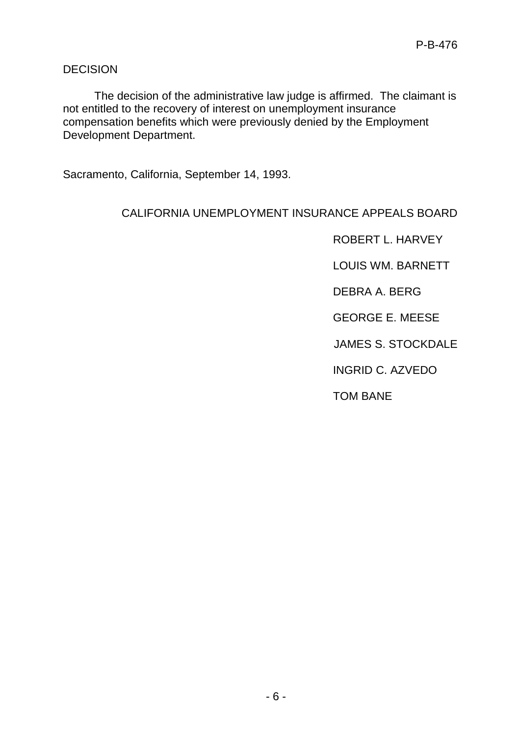P-B-476

DECISION

The decision of the administrative law judge is affirmed. The claimant is not entitled to the recovery of interest on unemployment insurance compensation benefits which were previously denied by the Employment Development Department.

Sacramento, California, September 14, 1993.

CALIFORNIA UNEMPLOYMENT INSURANCE APPEALS BOARD

ROBERT L. HARVEY

LOUIS WM. BARNETT

DEBRA A. BERG

GEORGE E. MEESE

JAMES S. STOCKDALE

INGRID C. AZVEDO

TOM BANE